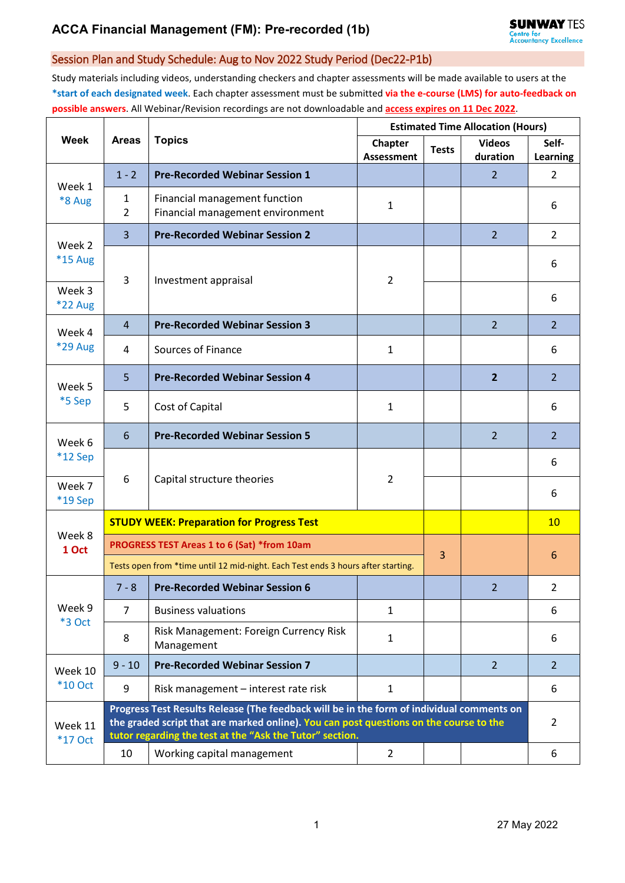# ACCA Financial Management (FM): Pre-recorded (1b)

SUNWAY TES Centre for Accountancy Excellence

## Session Plan and Study Schedule: Aug to Nov 2022 Study Period (Dec22-P1b)

Study materials including videos, understanding checkers and chapter assessments will be made available to users at the ***start of each designated week**. Each chapter assessment must be submitted **via the e-course (LMS) for auto-feedback on possible answers**. All Webinar/Revision recordings are not downloadable and **access expires on 11 Dec 2022**.

| Week | Areas | Topics | Estimated Time Allocation (Hours) | | | |
|---|---|---|---|---|---|---|
| | | | Chapter Assessment | Tests | Videos duration | Self-Learning |
| Week 1 *8 Aug | 1 - 2 | **Pre-Recorded Webinar Session 1** | | | 2 | 2 |
| | 1<br>2 | Financial management function<br>Financial management environment | 1 | | | 6 |
| Week 2 *15 Aug | 3 | **Pre-Recorded Webinar Session 2** | | | 2 | 2 |
| | 3 | Investment appraisal | 2 | | | 6 |
| Week 3 *22 Aug | | | | | | 6 |
| Week 4 *29 Aug | 4 | **Pre-Recorded Webinar Session 3** | | | 2 | 2 |
| | 4 | Sources of Finance | 1 | | | 6 |
| Week 5 *5 Sep | 5 | **Pre-Recorded Webinar Session 4** | | | **2** | 2 |
| | 5 | Cost of Capital | 1 | | | 6 |
| Week 6 *12 Sep | 6 | **Pre-Recorded Webinar Session 5** | | | 2 | 2 |
| | 6 | Capital structure theories | 2 | | | 6 |
| Week 7 *19 Sep | | | | | | 6 |
| Week 8 **1 Oct** | **STUDY WEEK: Preparation for Progress Test** | | | | | 10 |
| | **PROGRESS TEST Areas 1 to 6 (Sat) *from 10am**<br>Tests open from *time until 12 mid-night. Each Test ends 3 hours after starting. | | | 3 | | 6 |
| Week 9 *3 Oct | 7 - 8 | **Pre-Recorded Webinar Session 6** | | | 2 | 2 |
| | 7 | Business valuations | 1 | | | 6 |
| | 8 | Risk Management: Foreign Currency Risk Management | 1 | | | 6 |
| Week 10 *10 Oct | 9 - 10 | **Pre-Recorded Webinar Session 7** | | | 2 | 2 |
| | 9 | Risk management – interest rate risk | 1 | | | 6 |
| Week 11 *17 Oct | **Progress Test Results Release (The feedback will be in the form of individual comments on the graded script that are marked online). You can post questions on the course to the tutor regarding the test at the "Ask the Tutor" section.** | | | | | 2 |
| | 10 | Working capital management | 2 | | | 6 |

27 May 2022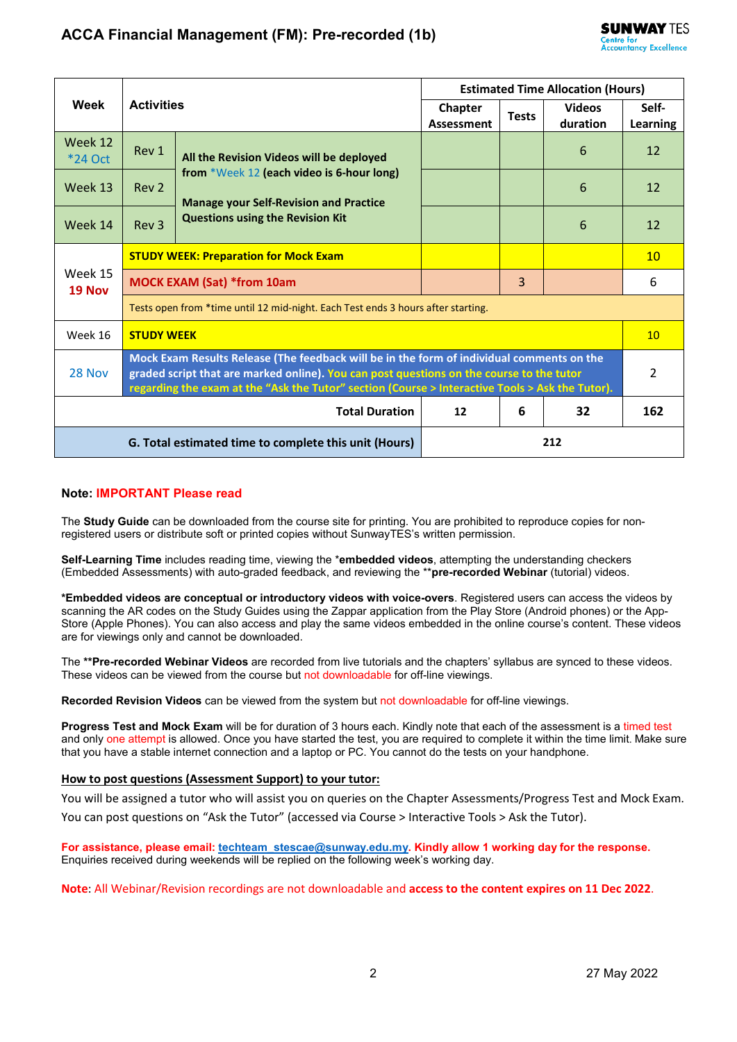## ACCA Financial Management (FM): Pre-recorded (1b)

| Week | Activities | | Estimated Time Allocation (Hours) | | | |
|---|---|---|---|---|---|---|
| | | | Chapter Assessment | Tests | Videos duration | Self-Learning |
| Week 12 *24 Oct | Rev 1 | **All the Revision Videos will be deployed from *Week 12 (each video is 6-hour long)** **Manage your Self-Revision and Practice Questions using the Revision Kit** | | | 6 | 12 |
| Week 13 | Rev 2 | | | | 6 | 12 |
| Week 14 | Rev 3 | | | | 6 | 12 |
| Week 15 19 Nov | **STUDY WEEK: Preparation for Mock Exam** | | | | | 10 |
| | **MOCK EXAM (Sat) *from 10am** | | | 3 | | 6 |
| | Tests open from *time until 12 mid-night. Each Test ends 3 hours after starting. | | | | | |
| Week 16 | **STUDY WEEK** | | | | | 10 |
| 28 Nov | **Mock Exam Results Release (The feedback will be in the form of individual comments on the graded script that are marked online). You can post questions on the course to the tutor regarding the exam at the "Ask the Tutor" section (Course > Interactive Tools > Ask the Tutor).** | | | | | 2 |
| **Total Duration** | | | **12** | **6** | **32** | **162** |
| **G. Total estimated time to complete this unit (Hours)** | | | **212** | | | |

**Note: IMPORTANT Please read**

The **Study Guide** can be downloaded from the course site for printing. You are prohibited to reproduce copies for non-registered users or distribute soft or printed copies without SunwayTES's written permission.

**Self-Learning Time** includes reading time, viewing the ***embedded videos**, attempting the understanding checkers (Embedded Assessments) with auto-graded feedback, and reviewing the ****pre-recorded Webinar** (tutorial) videos.

***Embedded videos are conceptual or introductory videos with voice-overs**. Registered users can access the videos by scanning the AR codes on the Study Guides using the Zappar application from the Play Store (Android phones) or the App-Store (Apple Phones). You can also access and play the same videos embedded in the online course's content. These videos are for viewings only and cannot be downloaded.

The ****Pre-recorded Webinar Videos** are recorded from live tutorials and the chapters' syllabus are synced to these videos. These videos can be viewed from the course but not downloadable for off-line viewings.

**Recorded Revision Videos** can be viewed from the system but not downloadable for off-line viewings.

**Progress Test and Mock Exam** will be for duration of 3 hours each. Kindly note that each of the assessment is a timed test and only one attempt is allowed. Once you have started the test, you are required to complete it within the time limit. Make sure that you have a stable internet connection and a laptop or PC. You cannot do the tests on your handphone.

**How to post questions (Assessment Support) to your tutor:**

You will be assigned a tutor who will assist you on queries on the Chapter Assessments/Progress Test and Mock Exam. You can post questions on "Ask the Tutor" (accessed via Course > Interactive Tools > Ask the Tutor).

**For assistance, please email: techteam_stescae@sunway.edu.my. Kindly allow 1 working day for the response.** Enquiries received during weekends will be replied on the following week's working day.

**Note**: All Webinar/Revision recordings are not downloadable and **access to the content expires on 11 Dec 2022**.

27 May 2022